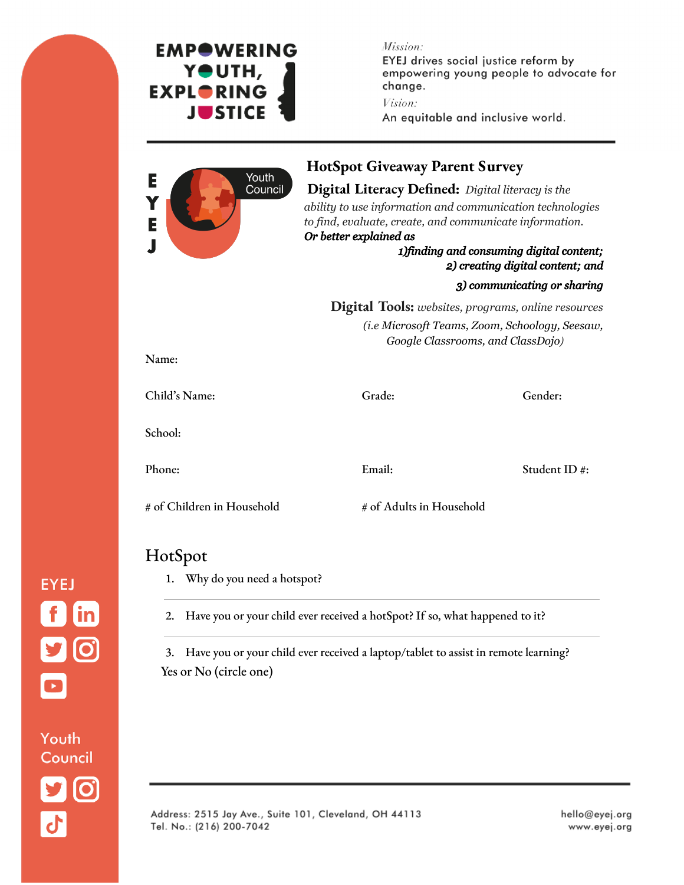**EMPOWERING YOUTH, EXPLORING JUSTICE**

*Mission:*
EYEJ drives social justice reform by empowering young people to advocate for change.

*Vision:*
An equitable and inclusive world.

EYEJ Youth Council

# HotSpot Giveaway Parent Survey

**Digital Literacy Defined:** *Digital literacy is the ability to use information and communication technologies to find, evaluate, create, and communicate information.*

***Or better explained as***

***1)finding and consuming digital content;***
***2) creating digital content; and***
***3) communicating or sharing***

**Digital Tools:** *websites, programs, online resources (i.e Microsoft Teams, Zoom, Schoology, Seesaw, Google Classrooms, and ClassDojo)*

Name:

Child's Name: Grade: Gender:

School:

Phone: Email: Student ID #:

# of Children in Household # of Adults in Household

## HotSpot

1. Why do you need a hotspot?

---

2. Have you or your child ever received a hotSpot? If so, what happened to it?

---

3. Have you or your child ever received a laptop/tablet to assist in remote learning?

Yes or No (circle one)

EYEJ

Youth Council

Address: 2515 Jay Ave., Suite 101, Cleveland, OH 44113
Tel. No.: (216) 200-7042

hello@eyej.org
www.eyej.org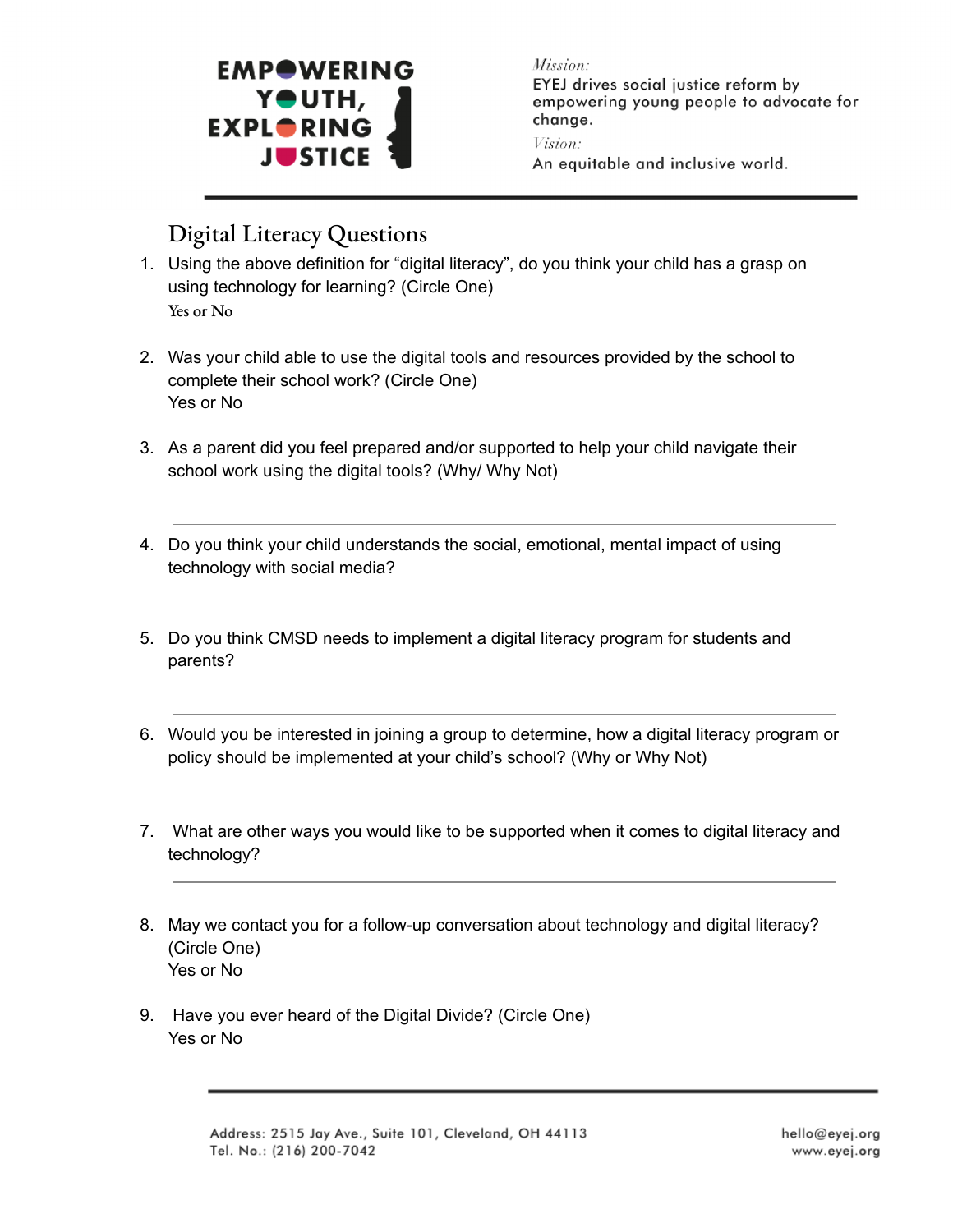EMPOWERING YOUTH, EXPLORING JUSTICE

*Mission:*
EYEJ drives social justice reform by empowering young people to advocate for change.
*Vision:*
An equitable and inclusive world.

## Digital Literacy Questions

1. Using the above definition for "digital literacy", do you think your child has a grasp on using technology for learning? (Circle One)
   Yes or No

2. Was your child able to use the digital tools and resources provided by the school to complete their school work? (Circle One)
   Yes or No

3. As a parent did you feel prepared and/or supported to help your child navigate their school work using the digital tools? (Why/ Why Not)

   ___

4. Do you think your child understands the social, emotional, mental impact of using technology with social media?

   ___

5. Do you think CMSD needs to implement a digital literacy program for students and parents?

   ___

6. Would you be interested in joining a group to determine, how a digital literacy program or policy should be implemented at your child's school? (Why or Why Not)

   ___

7. What are other ways you would like to be supported when it comes to digital literacy and technology?

   ___

8. May we contact you for a follow-up conversation about technology and digital literacy? (Circle One)
   Yes or No

9. Have you ever heard of the Digital Divide? (Circle One)
   Yes or No

Address: 2515 Jay Ave., Suite 101, Cleveland, OH 44113
Tel. No.: (216) 200-7042

hello@eyej.org
www.eyej.org